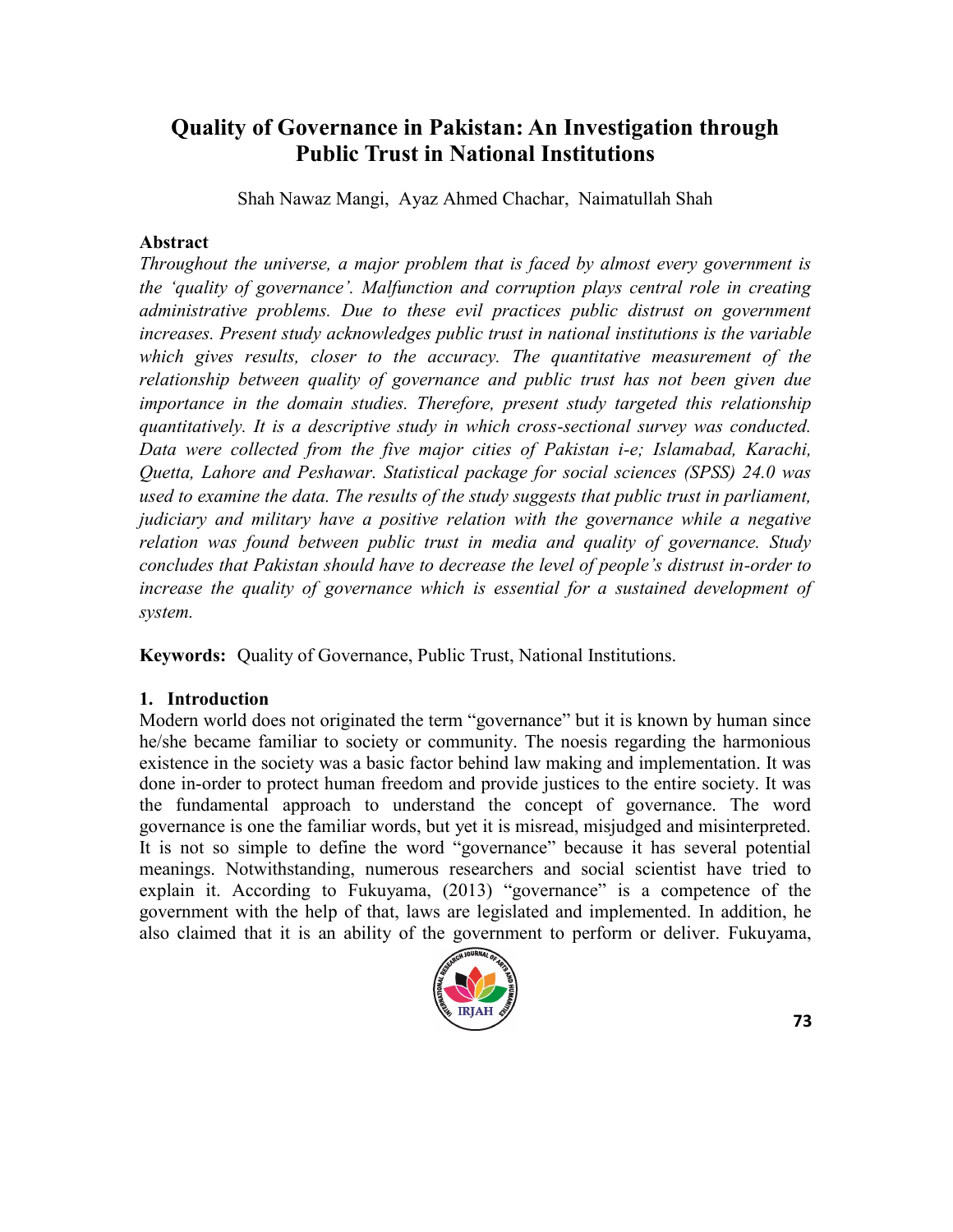# Quality of Governance in Pakistan: An Investigation through Public Trust in National Institutions

Shah Nawaz Mangi, Ayaz Ahmed Chachar, Naimatullah Shah

## Abstract

*Throughout the universe, a major problem that is faced by almost every government is the 'quality of governance'. Malfunction and corruption plays central role in creating administrative problems. Due to these evil practices public distrust on government increases. Present study acknowledges public trust in national institutions is the variable which gives results, closer to the accuracy. The quantitative measurement of the relationship between quality of governance and public trust has not been given due importance in the domain studies. Therefore, present study targeted this relationship quantitatively. It is a descriptive study in which cross-sectional survey was conducted. Data were collected from the five major cities of Pakistan i-e; Islamabad, Karachi, Quetta, Lahore and Peshawar. Statistical package for social sciences (SPSS) 24.0 was used to examine the data. The results of the study suggests that public trust in parliament, judiciary and military have a positive relation with the governance while a negative relation was found between public trust in media and quality of governance. Study concludes that Pakistan should have to decrease the level of people's distrust in-order to increase the quality of governance which is essential for a sustained development of system.*

**Keywords:** Quality of Governance, Public Trust, National Institutions.

## 1. Introduction

Modern world does not originated the term "governance" but it is known by human since he/she became familiar to society or community. The noesis regarding the harmonious existence in the society was a basic factor behind law making and implementation. It was done in-order to protect human freedom and provide justices to the entire society. It was the fundamental approach to understand the concept of governance. The word governance is one the familiar words, but yet it is misread, misjudged and misinterpreted. It is not so simple to define the word "governance" because it has several potential meanings. Notwithstanding, numerous researchers and social scientist have tried to explain it. According to Fukuyama, (2013) "governance" is a competence of the government with the help of that, laws are legislated and implemented. In addition, he also claimed that it is an ability of the government to perform or deliver. Fukuyama,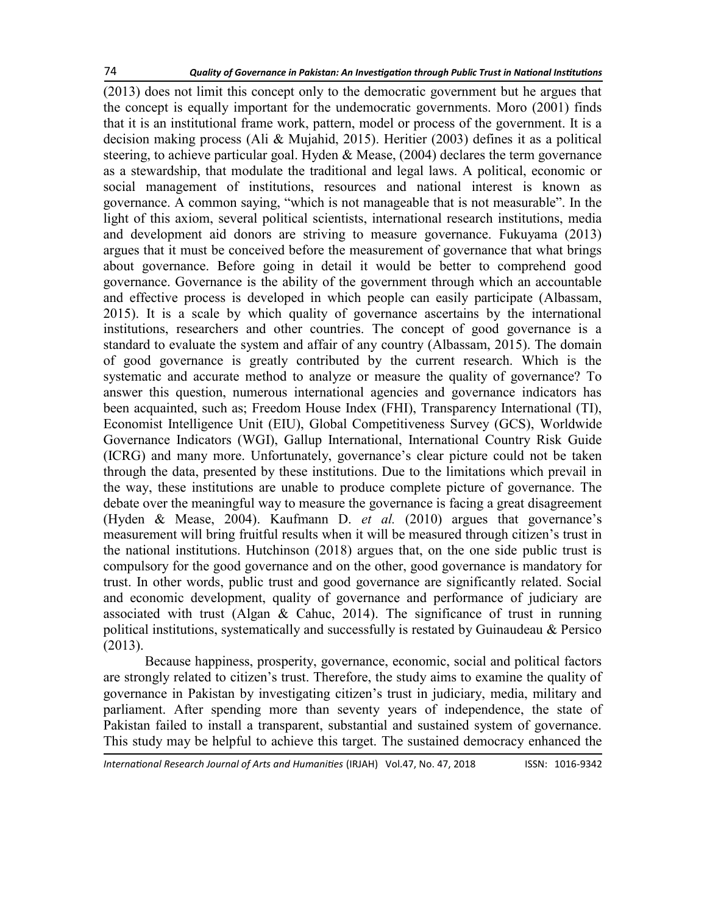(2013) does not limit this concept only to the democratic government but he argues that the concept is equally important for the undemocratic governments. Moro (2001) finds that it is an institutional frame work, pattern, model or process of the government. It is a decision making process (Ali & Mujahid, 2015). Heritier (2003) defines it as a political steering, to achieve particular goal. Hyden & Mease, (2004) declares the term governance as a stewardship, that modulate the traditional and legal laws. A political, economic or social management of institutions, resources and national interest is known as governance. A common saying, "which is not manageable that is not measurable". In the light of this axiom, several political scientists, international research institutions, media and development aid donors are striving to measure governance. Fukuyama (2013) argues that it must be conceived before the measurement of governance that what brings about governance. Before going in detail it would be better to comprehend good governance. Governance is the ability of the government through which an accountable and effective process is developed in which people can easily participate (Albassam, 2015). It is a scale by which quality of governance ascertains by the international institutions, researchers and other countries. The concept of good governance is a standard to evaluate the system and affair of any country (Albassam, 2015). The domain of good governance is greatly contributed by the current research. Which is the systematic and accurate method to analyze or measure the quality of governance? To answer this question, numerous international agencies and governance indicators has been acquainted, such as; Freedom House Index (FHI), Transparency International (TI), Economist Intelligence Unit (EIU), Global Competitiveness Survey (GCS), Worldwide Governance Indicators (WGI), Gallup International, International Country Risk Guide (ICRG) and many more. Unfortunately, governance's clear picture could not be taken through the data, presented by these institutions. Due to the limitations which prevail in the way, these institutions are unable to produce complete picture of governance. The debate over the meaningful way to measure the governance is facing a great disagreement (Hyden & Mease, 2004). Kaufmann D. *et al.* (2010) argues that governance's measurement will bring fruitful results when it will be measured through citizen's trust in the national institutions. Hutchinson (2018) argues that, on the one side public trust is compulsory for the good governance and on the other, good governance is mandatory for trust. In other words, public trust and good governance are significantly related. Social and economic development, quality of governance and performance of judiciary are associated with trust (Algan & Cahuc, 2014). The significance of trust in running political institutions, systematically and successfully is restated by Guinaudeau & Persico (2013).

Because happiness, prosperity, governance, economic, social and political factors are strongly related to citizen's trust. Therefore, the study aims to examine the quality of governance in Pakistan by investigating citizen's trust in judiciary, media, military and parliament. After spending more than seventy years of independence, the state of Pakistan failed to install a transparent, substantial and sustained system of governance. This study may be helpful to achieve this target. The sustained democracy enhanced the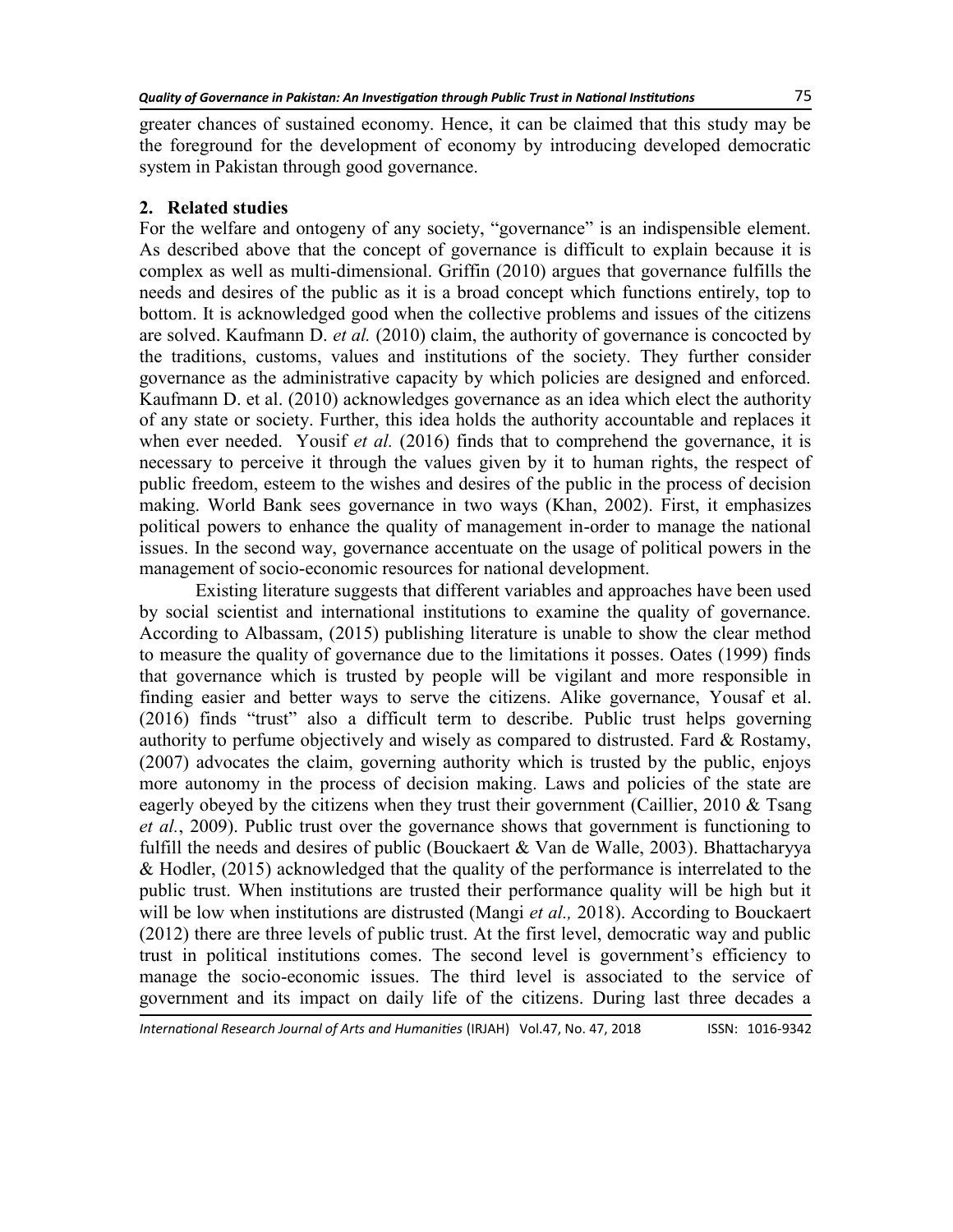greater chances of sustained economy. Hence, it can be claimed that this study may be the foreground for the development of economy by introducing developed democratic system in Pakistan through good governance.

## 2. Related studies

For the welfare and ontogeny of any society, "governance" is an indispensible element. As described above that the concept of governance is difficult to explain because it is complex as well as multi-dimensional. Griffin (2010) argues that governance fulfills the needs and desires of the public as it is a broad concept which functions entirely, top to bottom. It is acknowledged good when the collective problems and issues of the citizens are solved. Kaufmann D. *et al.* (2010) claim, the authority of governance is concocted by the traditions, customs, values and institutions of the society. They further consider governance as the administrative capacity by which policies are designed and enforced. Kaufmann D. et al. (2010) acknowledges governance as an idea which elect the authority of any state or society. Further, this idea holds the authority accountable and replaces it when ever needed. Yousif *et al.* (2016) finds that to comprehend the governance, it is necessary to perceive it through the values given by it to human rights, the respect of public freedom, esteem to the wishes and desires of the public in the process of decision making. World Bank sees governance in two ways (Khan, 2002). First, it emphasizes political powers to enhance the quality of management in-order to manage the national issues. In the second way, governance accentuate on the usage of political powers in the management of socio-economic resources for national development.

Existing literature suggests that different variables and approaches have been used by social scientist and international institutions to examine the quality of governance. According to Albassam, (2015) publishing literature is unable to show the clear method to measure the quality of governance due to the limitations it posses. Oates (1999) finds that governance which is trusted by people will be vigilant and more responsible in finding easier and better ways to serve the citizens. Alike governance, Yousaf et al. (2016) finds "trust" also a difficult term to describe. Public trust helps governing authority to perfume objectively and wisely as compared to distrusted. Fard & Rostamy, (2007) advocates the claim, governing authority which is trusted by the public, enjoys more autonomy in the process of decision making. Laws and policies of the state are eagerly obeyed by the citizens when they trust their government (Caillier, 2010 & Tsang *et al.*, 2009). Public trust over the governance shows that government is functioning to fulfill the needs and desires of public (Bouckaert & Van de Walle, 2003). Bhattacharyya & Hodler, (2015) acknowledged that the quality of the performance is interrelated to the public trust. When institutions are trusted their performance quality will be high but it will be low when institutions are distrusted (Mangi *et al.,* 2018). According to Bouckaert (2012) there are three levels of public trust. At the first level, democratic way and public trust in political institutions comes. The second level is government's efficiency to manage the socio-economic issues. The third level is associated to the service of government and its impact on daily life of the citizens. During last three decades a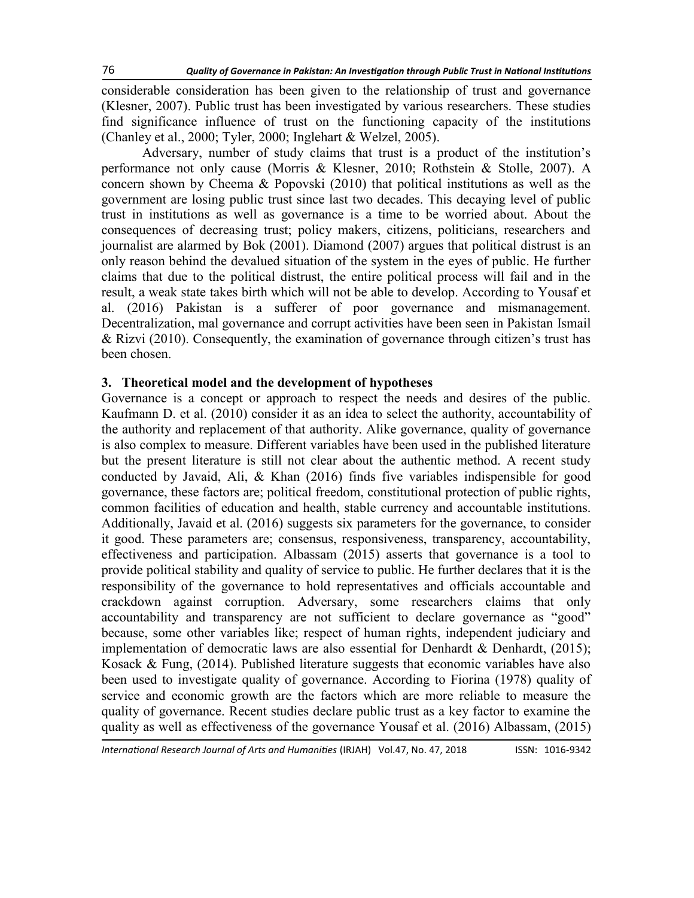considerable consideration has been given to the relationship of trust and governance (Klesner, 2007). Public trust has been investigated by various researchers. These studies find significance influence of trust on the functioning capacity of the institutions (Chanley et al., 2000; Tyler, 2000; Inglehart & Welzel, 2005).

Adversary, number of study claims that trust is a product of the institution's performance not only cause (Morris & Klesner, 2010; Rothstein & Stolle, 2007). A concern shown by Cheema & Popovski (2010) that political institutions as well as the government are losing public trust since last two decades. This decaying level of public trust in institutions as well as governance is a time to be worried about. About the consequences of decreasing trust; policy makers, citizens, politicians, researchers and journalist are alarmed by Bok (2001). Diamond (2007) argues that political distrust is an only reason behind the devalued situation of the system in the eyes of public. He further claims that due to the political distrust, the entire political process will fail and in the result, a weak state takes birth which will not be able to develop. According to Yousaf et al. (2016) Pakistan is a sufferer of poor governance and mismanagement. Decentralization, mal governance and corrupt activities have been seen in Pakistan Ismail & Rizvi (2010). Consequently, the examination of governance through citizen's trust has been chosen.

## 3. Theoretical model and the development of hypotheses

Governance is a concept or approach to respect the needs and desires of the public. Kaufmann D. et al. (2010) consider it as an idea to select the authority, accountability of the authority and replacement of that authority. Alike governance, quality of governance is also complex to measure. Different variables have been used in the published literature but the present literature is still not clear about the authentic method. A recent study conducted by Javaid, Ali, & Khan (2016) finds five variables indispensible for good governance, these factors are; political freedom, constitutional protection of public rights, common facilities of education and health, stable currency and accountable institutions. Additionally, Javaid et al. (2016) suggests six parameters for the governance, to consider it good. These parameters are; consensus, responsiveness, transparency, accountability, effectiveness and participation. Albassam (2015) asserts that governance is a tool to provide political stability and quality of service to public. He further declares that it is the responsibility of the governance to hold representatives and officials accountable and crackdown against corruption. Adversary, some researchers claims that only accountability and transparency are not sufficient to declare governance as "good" because, some other variables like; respect of human rights, independent judiciary and implementation of democratic laws are also essential for Denhardt & Denhardt, (2015); Kosack & Fung, (2014). Published literature suggests that economic variables have also been used to investigate quality of governance. According to Fiorina (1978) quality of service and economic growth are the factors which are more reliable to measure the quality of governance. Recent studies declare public trust as a key factor to examine the quality as well as effectiveness of the governance Yousaf et al. (2016) Albassam, (2015)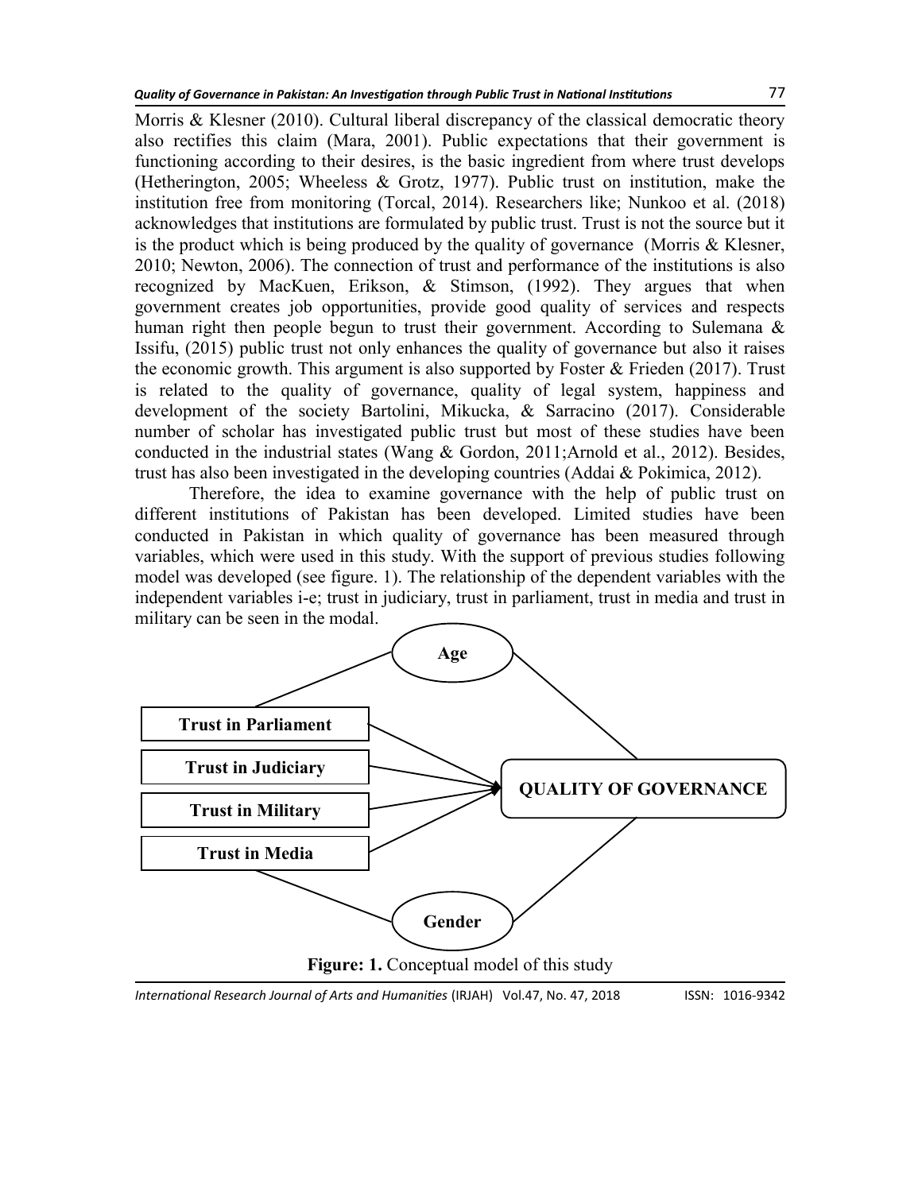Morris & Klesner (2010). Cultural liberal discrepancy of the classical democratic theory also rectifies this claim (Mara, 2001). Public expectations that their government is functioning according to their desires, is the basic ingredient from where trust develops (Hetherington, 2005; Wheeless & Grotz, 1977). Public trust on institution, make the institution free from monitoring (Torcal, 2014). Researchers like; Nunkoo et al. (2018) acknowledges that institutions are formulated by public trust. Trust is not the source but it is the product which is being produced by the quality of governance (Morris & Klesner, 2010; Newton, 2006). The connection of trust and performance of the institutions is also recognized by MacKuen, Erikson, & Stimson, (1992). They argues that when government creates job opportunities, provide good quality of services and respects human right then people begun to trust their government. According to Sulemana & Issifu, (2015) public trust not only enhances the quality of governance but also it raises the economic growth. This argument is also supported by Foster & Frieden (2017). Trust is related to the quality of governance, quality of legal system, happiness and development of the society Bartolini, Mikucka, & Sarracino (2017). Considerable number of scholar has investigated public trust but most of these studies have been conducted in the industrial states (Wang & Gordon, 2011;Arnold et al., 2012). Besides, trust has also been investigated in the developing countries (Addai & Pokimica, 2012).

Therefore, the idea to examine governance with the help of public trust on different institutions of Pakistan has been developed. Limited studies have been conducted in Pakistan in which quality of governance has been measured through variables, which were used in this study. With the support of previous studies following model was developed (see figure. 1). The relationship of the dependent variables with the independent variables i-e; trust in judiciary, trust in parliament, trust in media and trust in military can be seen in the modal.

Age

Trust in Parliament

Trust in Judiciary

Trust in Military

Trust in Media

QUALITY OF GOVERNANCE

Gender

**Figure: 1.** Conceptual model of this study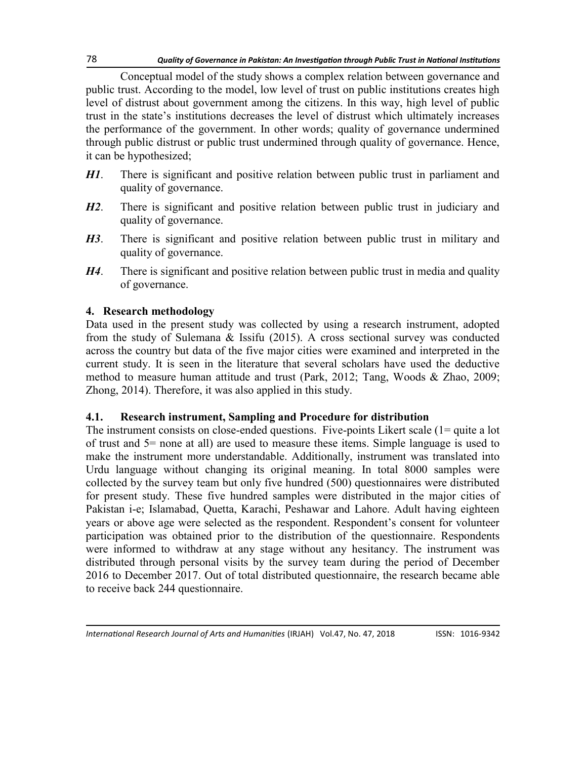Conceptual model of the study shows a complex relation between governance and public trust. According to the model, low level of trust on public institutions creates high level of distrust about government among the citizens. In this way, high level of public trust in the state's institutions decreases the level of distrust which ultimately increases the performance of the government. In other words; quality of governance undermined through public distrust or public trust undermined through quality of governance. Hence, it can be hypothesized;

***H1***. There is significant and positive relation between public trust in parliament and quality of governance.

***H2***. There is significant and positive relation between public trust in judiciary and quality of governance.

***H3***. There is significant and positive relation between public trust in military and quality of governance.

***H4***. There is significant and positive relation between public trust in media and quality of governance.

## 4. Research methodology

Data used in the present study was collected by using a research instrument, adopted from the study of Sulemana & Issifu (2015). A cross sectional survey was conducted across the country but data of the five major cities were examined and interpreted in the current study. It is seen in the literature that several scholars have used the deductive method to measure human attitude and trust (Park, 2012; Tang, Woods & Zhao, 2009; Zhong, 2014). Therefore, it was also applied in this study.

### 4.1. Research instrument, Sampling and Procedure for distribution

The instrument consists on close-ended questions. Five-points Likert scale (1= quite a lot of trust and 5= none at all) are used to measure these items. Simple language is used to make the instrument more understandable. Additionally, instrument was translated into Urdu language without changing its original meaning. In total 8000 samples were collected by the survey team but only five hundred (500) questionnaires were distributed for present study. These five hundred samples were distributed in the major cities of Pakistan i-e; Islamabad, Quetta, Karachi, Peshawar and Lahore. Adult having eighteen years or above age were selected as the respondent. Respondent's consent for volunteer participation was obtained prior to the distribution of the questionnaire. Respondents were informed to withdraw at any stage without any hesitancy. The instrument was distributed through personal visits by the survey team during the period of December 2016 to December 2017. Out of total distributed questionnaire, the research became able to receive back 244 questionnaire.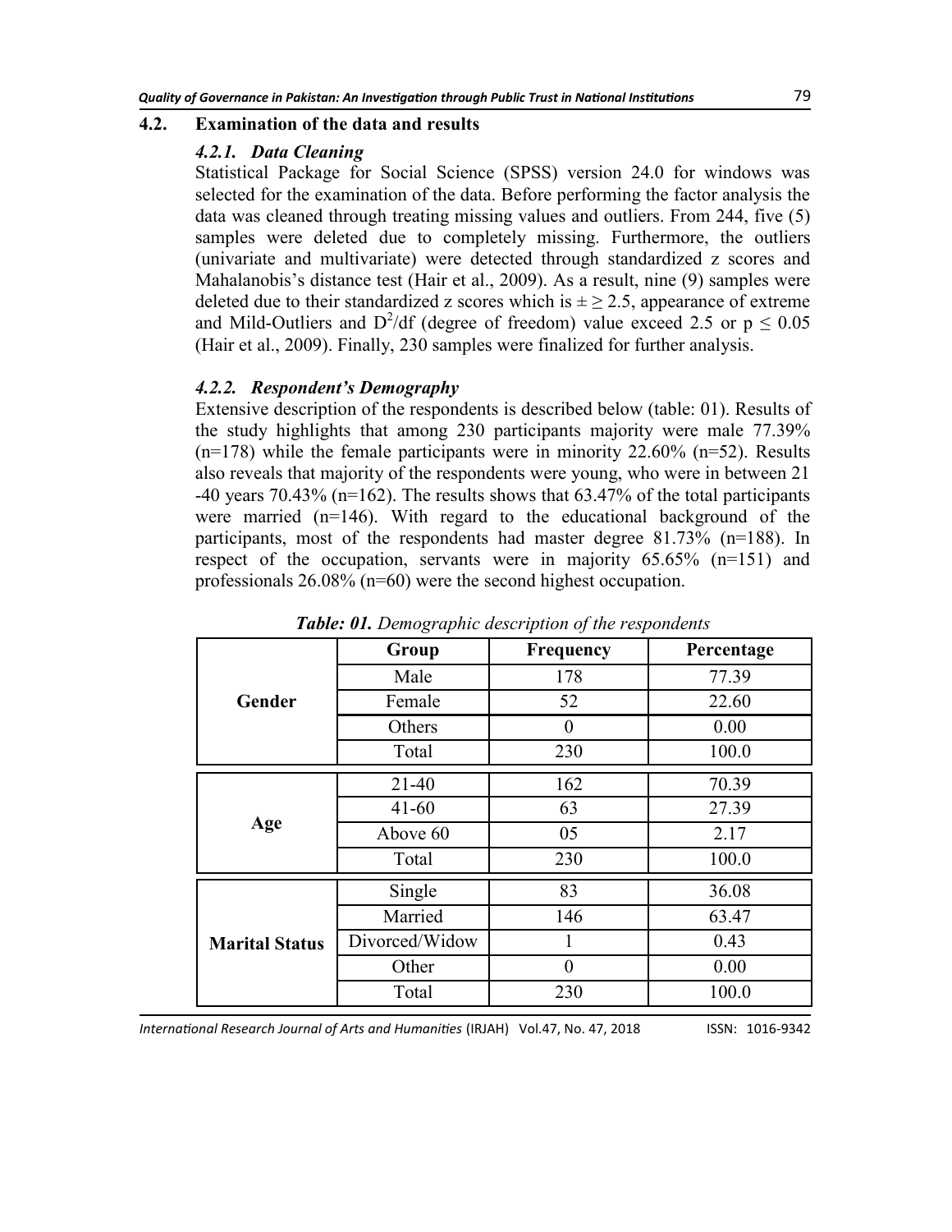## 4.2. Examination of the data and results

### *4.2.1. Data Cleaning*

Statistical Package for Social Science (SPSS) version 24.0 for windows was selected for the examination of the data. Before performing the factor analysis the data was cleaned through treating missing values and outliers. From 244, five (5) samples were deleted due to completely missing. Furthermore, the outliers (univariate and multivariate) were detected through standardized z scores and Mahalanobis's distance test (Hair et al., 2009). As a result, nine (9) samples were deleted due to their standardized z scores which is $\pm \geq 2.5$, appearance of extreme and Mild-Outliers and $D^2/df$ (degree of freedom) value exceed 2.5 or $p \leq 0.05$ (Hair et al., 2009). Finally, 230 samples were finalized for further analysis.

### *4.2.2. Respondent's Demography*

Extensive description of the respondents is described below (table: 01). Results of the study highlights that among 230 participants majority were male 77.39% (n=178) while the female participants were in minority 22.60% (n=52). Results also reveals that majority of the respondents were young, who were in between 21 -40 years 70.43% (n=162). The results shows that 63.47% of the total participants were married (n=146). With regard to the educational background of the participants, most of the respondents had master degree 81.73% (n=188). In respect of the occupation, servants were in majority 65.65% (n=151) and professionals 26.08% (n=60) were the second highest occupation.

***Table: 01.*** *Demographic description of the respondents*

| | Group | Frequency | Percentage |
|---|---|---|---|
| **Gender** | Male | 178 | 77.39 |
| | Female | 52 | 22.60 |
| | Others | 0 | 0.00 |
| | Total | 230 | 100.0 |
| **Age** | 21-40 | 162 | 70.39 |
| | 41-60 | 63 | 27.39 |
| | Above 60 | 05 | 2.17 |
| | Total | 230 | 100.0 |
| **Marital Status** | Single | 83 | 36.08 |
| | Married | 146 | 63.47 |
| | Divorced/Widow | 1 | 0.43 |
| | Other | 0 | 0.00 |
| | Total | 230 | 100.0 |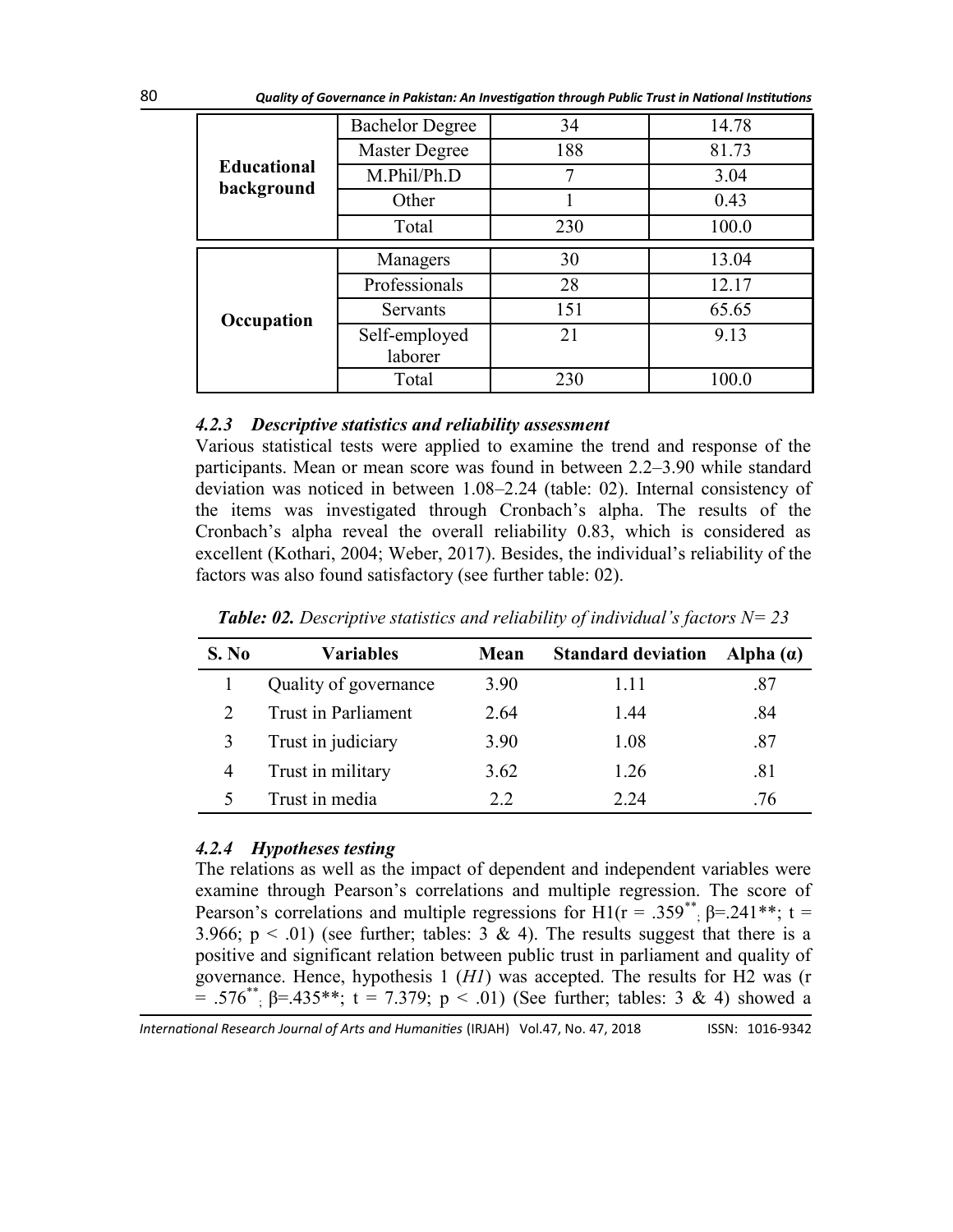| | | | |
|---|---|---|---|
| **Educational background** | Bachelor Degree | 34 | 14.78 |
| | Master Degree | 188 | 81.73 |
| | M.Phil/Ph.D | 7 | 3.04 |
| | Other | 1 | 0.43 |
| | Total | 230 | 100.0 |
| **Occupation** | Managers | 30 | 13.04 |
| | Professionals | 28 | 12.17 |
| | Servants | 151 | 65.65 |
| | Self-employed laborer | 21 | 9.13 |
| | Total | 230 | 100.0 |

#### *4.2.3 Descriptive statistics and reliability assessment*

Various statistical tests were applied to examine the trend and response of the participants. Mean or mean score was found in between 2.2–3.90 while standard deviation was noticed in between 1.08–2.24 (table: 02). Internal consistency of the items was investigated through Cronbach's alpha. The results of the Cronbach's alpha reveal the overall reliability 0.83, which is considered as excellent (Kothari, 2004; Weber, 2017). Besides, the individual's reliability of the factors was also found satisfactory (see further table: 02).

***Table: 02.*** *Descriptive statistics and reliability of individual's factors N= 23*

| S. No | Variables | Mean | Standard deviation | Alpha (α) |
|---|---|---|---|---|
| 1 | Quality of governance | 3.90 | 1.11 | .87 |
| 2 | Trust in Parliament | 2.64 | 1.44 | .84 |
| 3 | Trust in judiciary | 3.90 | 1.08 | .87 |
| 4 | Trust in military | 3.62 | 1.26 | .81 |
| 5 | Trust in media | 2.2 | 2.24 | .76 |

#### *4.2.4 Hypotheses testing*

The relations as well as the impact of dependent and independent variables were examine through Pearson's correlations and multiple regression. The score of Pearson's correlations and multiple regressions for H1($r = .359^{**}$; $\beta$=.241**; $t = 3.966$; $p < .01$) (see further; tables: 3 & 4). The results suggest that there is a positive and significant relation between public trust in parliament and quality of governance. Hence, hypothesis 1 (*H1*) was accepted. The results for H2 was ($r = .576^{**}$; $\beta$=.435**; $t = 7.379$; $p < .01$) (See further; tables: 3 & 4) showed a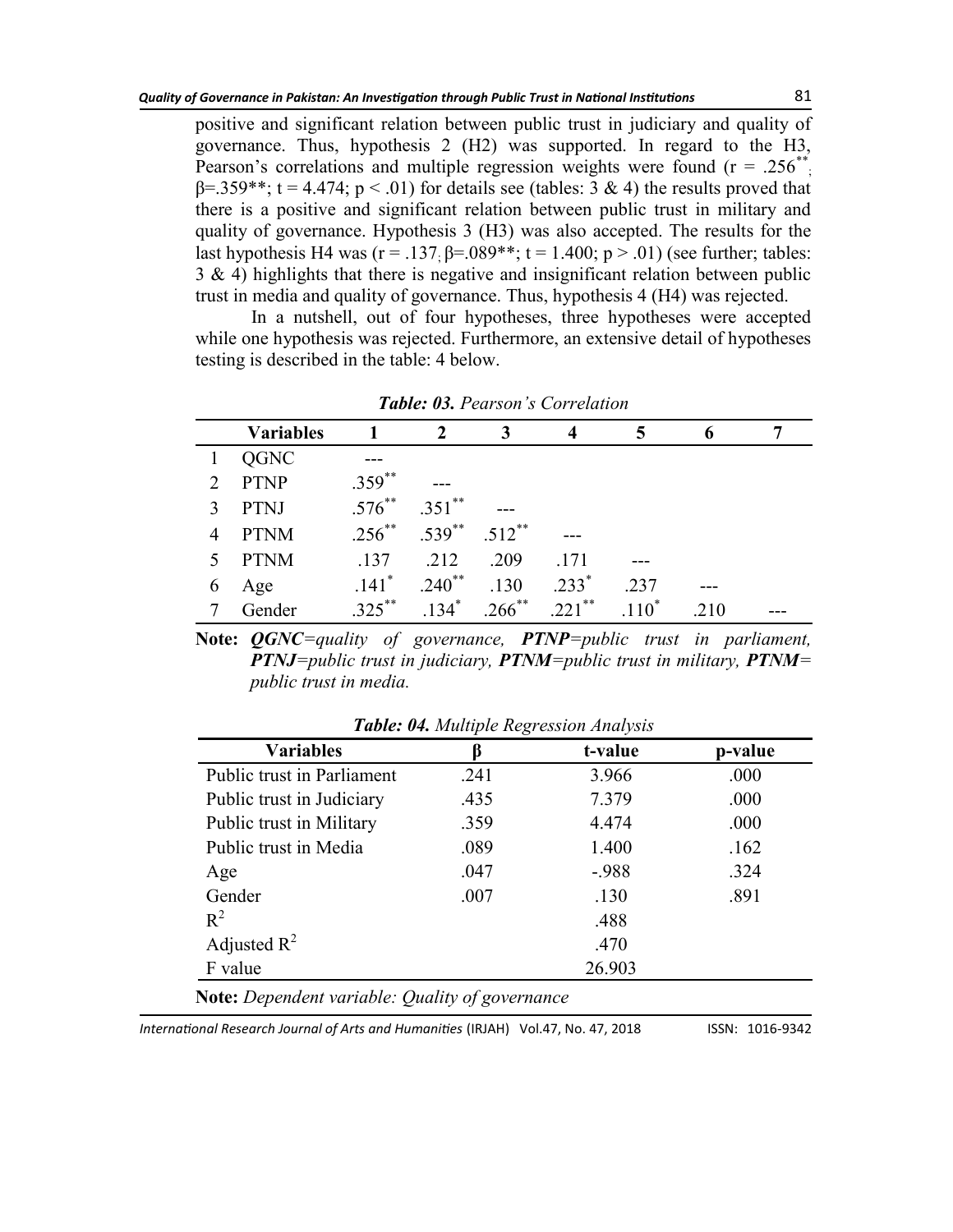positive and significant relation between public trust in judiciary and quality of governance. Thus, hypothesis 2 (H2) was supported. In regard to the H3, Pearson's correlations and multiple regression weights were found ($r = .256^{**}$; $\beta = .359^{**}$; $t = 4.474$; $p < .01$) for details see (tables: 3 & 4) the results proved that there is a positive and significant relation between public trust in military and quality of governance. Hypothesis 3 (H3) was also accepted. The results for the last hypothesis H4 was ($r = .137$; $\beta = .089^{**}$; $t = 1.400$; $p > .01$) (see further; tables: 3 & 4) highlights that there is negative and insignificant relation between public trust in media and quality of governance. Thus, hypothesis 4 (H4) was rejected.

In a nutshell, out of four hypotheses, three hypotheses were accepted while one hypothesis was rejected. Furthermore, an extensive detail of hypotheses testing is described in the table: 4 below.

***Table: 03.*** *Pearson's Correlation*

| | Variables | 1 | 2 | 3 | 4 | 5 | 6 | 7 |
|---|---|---|---|---|---|---|---|---|
| 1 | QGNC | --- | | | | | | |
| 2 | PTNP | .359** | --- | | | | | |
| 3 | PTNJ | .576** | .351** | --- | | | | |
| 4 | PTNM | .256** | .539** | .512** | --- | | | |
| 5 | PTNM | .137 | .212 | .209 | .171 | --- | | |
| 6 | Age | .141* | .240** | .130 | .233* | .237 | --- | |
| 7 | Gender | .325** | .134* | .266** | .221** | .110* | .210 | --- |

**Note:** ***QGNC****=quality of governance,* ***PTNP****=public trust in parliament,* ***PTNJ****=public trust in judiciary,* ***PTNM****=public trust in military,* ***PTNM****= public trust in media.*

***Table: 04.*** *Multiple Regression Analysis*

| Variables | β | t-value | p-value |
|---|---|---|---|
| Public trust in Parliament | .241 | 3.966 | .000 |
| Public trust in Judiciary | .435 | 7.379 | .000 |
| Public trust in Military | .359 | 4.474 | .000 |
| Public trust in Media | .089 | 1.400 | .162 |
| Age | .047 | -.988 | .324 |
| Gender | .007 | .130 | .891 |
| $R^2$ | | .488 | |
| Adjusted $R^2$ | | .470 | |
| F value | | 26.903 | |

**Note:** *Dependent variable: Quality of governance*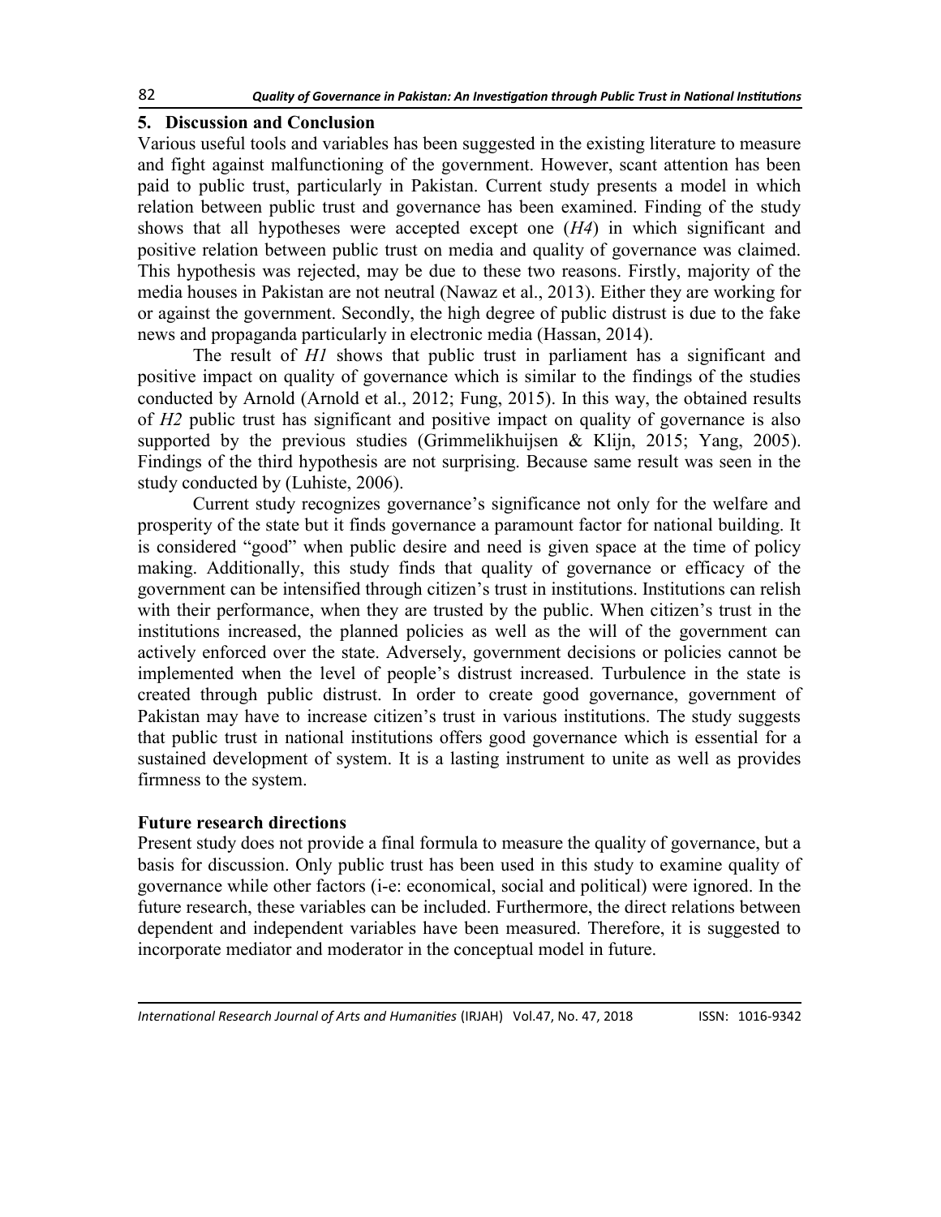## 5. Discussion and Conclusion

Various useful tools and variables has been suggested in the existing literature to measure and fight against malfunctioning of the government. However, scant attention has been paid to public trust, particularly in Pakistan. Current study presents a model in which relation between public trust and governance has been examined. Finding of the study shows that all hypotheses were accepted except one (*H4*) in which significant and positive relation between public trust on media and quality of governance was claimed. This hypothesis was rejected, may be due to these two reasons. Firstly, majority of the media houses in Pakistan are not neutral (Nawaz et al., 2013). Either they are working for or against the government. Secondly, the high degree of public distrust is due to the fake news and propaganda particularly in electronic media (Hassan, 2014).

The result of *H1* shows that public trust in parliament has a significant and positive impact on quality of governance which is similar to the findings of the studies conducted by Arnold (Arnold et al., 2012; Fung, 2015). In this way, the obtained results of *H2* public trust has significant and positive impact on quality of governance is also supported by the previous studies (Grimmelikhuijsen & Klijn, 2015; Yang, 2005). Findings of the third hypothesis are not surprising. Because same result was seen in the study conducted by (Luhiste, 2006).

Current study recognizes governance's significance not only for the welfare and prosperity of the state but it finds governance a paramount factor for national building. It is considered "good" when public desire and need is given space at the time of policy making. Additionally, this study finds that quality of governance or efficacy of the government can be intensified through citizen's trust in institutions. Institutions can relish with their performance, when they are trusted by the public. When citizen's trust in the institutions increased, the planned policies as well as the will of the government can actively enforced over the state. Adversely, government decisions or policies cannot be implemented when the level of people's distrust increased. Turbulence in the state is created through public distrust. In order to create good governance, government of Pakistan may have to increase citizen's trust in various institutions. The study suggests that public trust in national institutions offers good governance which is essential for a sustained development of system. It is a lasting instrument to unite as well as provides firmness to the system.

### Future research directions

Present study does not provide a final formula to measure the quality of governance, but a basis for discussion. Only public trust has been used in this study to examine quality of governance while other factors (i-e: economical, social and political) were ignored. In the future research, these variables can be included. Furthermore, the direct relations between dependent and independent variables have been measured. Therefore, it is suggested to incorporate mediator and moderator in the conceptual model in future.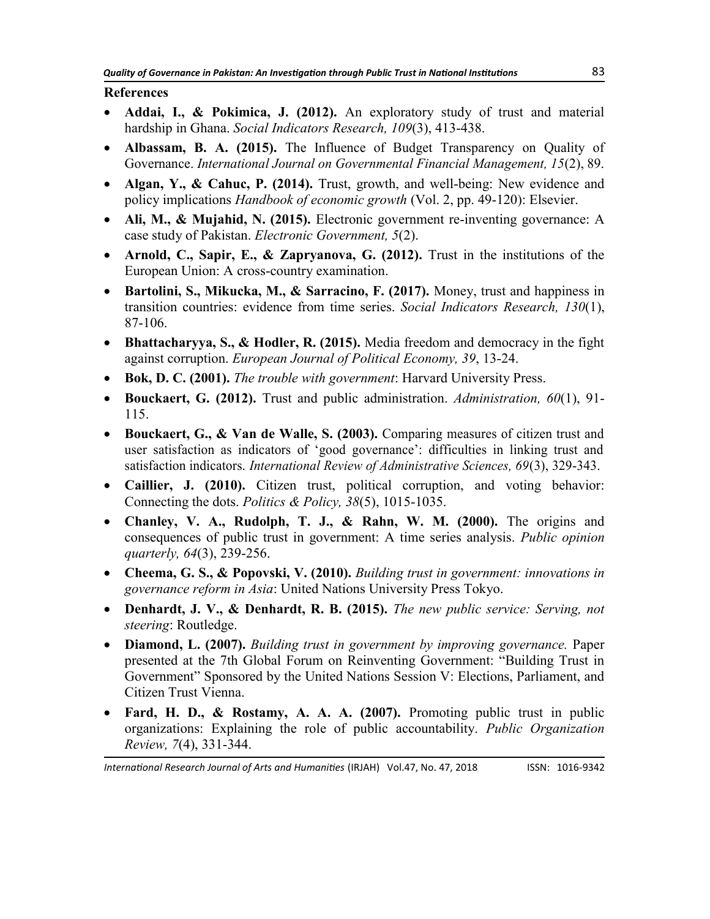**References**

- **Addai, I., & Pokimica, J. (2012).** An exploratory study of trust and material hardship in Ghana. *Social Indicators Research, 109*(3), 413-438.
- **Albassam, B. A. (2015).** The Influence of Budget Transparency on Quality of Governance. *International Journal on Governmental Financial Management, 15*(2), 89.
- **Algan, Y., & Cahuc, P. (2014).** Trust, growth, and well-being: New evidence and policy implications *Handbook of economic growth* (Vol. 2, pp. 49-120): Elsevier.
- **Ali, M., & Mujahid, N. (2015).** Electronic government re-inventing governance: A case study of Pakistan. *Electronic Government, 5*(2).
- **Arnold, C., Sapir, E., & Zapryanova, G. (2012).** Trust in the institutions of the European Union: A cross-country examination.
- **Bartolini, S., Mikucka, M., & Sarracino, F. (2017).** Money, trust and happiness in transition countries: evidence from time series. *Social Indicators Research, 130*(1), 87-106.
- **Bhattacharyya, S., & Hodler, R. (2015).** Media freedom and democracy in the fight against corruption. *European Journal of Political Economy, 39*, 13-24.
- **Bok, D. C. (2001).** *The trouble with government*: Harvard University Press.
- **Bouckaert, G. (2012).** Trust and public administration. *Administration, 60*(1), 91-115.
- **Bouckaert, G., & Van de Walle, S. (2003).** Comparing measures of citizen trust and user satisfaction as indicators of 'good governance': difficulties in linking trust and satisfaction indicators. *International Review of Administrative Sciences, 69*(3), 329-343.
- **Caillier, J. (2010).** Citizen trust, political corruption, and voting behavior: Connecting the dots. *Politics & Policy, 38*(5), 1015-1035.
- **Chanley, V. A., Rudolph, T. J., & Rahn, W. M. (2000).** The origins and consequences of public trust in government: A time series analysis. *Public opinion quarterly, 64*(3), 239-256.
- **Cheema, G. S., & Popovski, V. (2010).** *Building trust in government: innovations in governance reform in Asia*: United Nations University Press Tokyo.
- **Denhardt, J. V., & Denhardt, R. B. (2015).** *The new public service: Serving, not steering*: Routledge.
- **Diamond, L. (2007).** *Building trust in government by improving governance.* Paper presented at the 7th Global Forum on Reinventing Government: "Building Trust in Government" Sponsored by the United Nations Session V: Elections, Parliament, and Citizen Trust Vienna.
- **Fard, H. D., & Rostamy, A. A. A. (2007).** Promoting public trust in public organizations: Explaining the role of public accountability. *Public Organization Review, 7*(4), 331-344.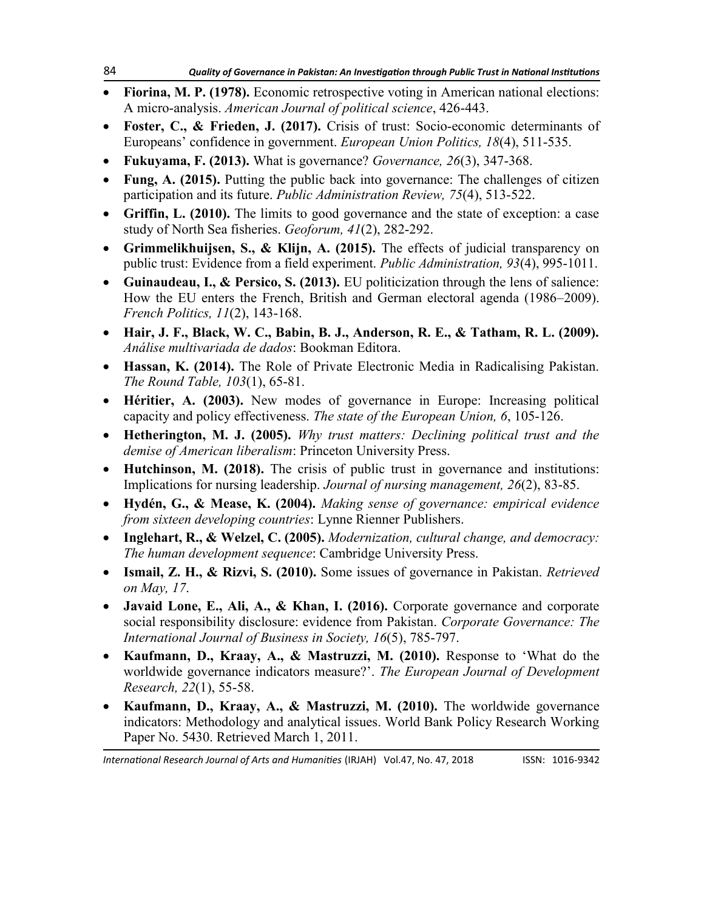- **Fiorina, M. P. (1978).** Economic retrospective voting in American national elections: A micro-analysis. *American Journal of political science*, 426-443.
- **Foster, C., & Frieden, J. (2017).** Crisis of trust: Socio-economic determinants of Europeans' confidence in government. *European Union Politics, 18*(4), 511-535.
- **Fukuyama, F. (2013).** What is governance? *Governance, 26*(3), 347-368.
- **Fung, A. (2015).** Putting the public back into governance: The challenges of citizen participation and its future. *Public Administration Review, 75*(4), 513-522.
- **Griffin, L. (2010).** The limits to good governance and the state of exception: a case study of North Sea fisheries. *Geoforum, 41*(2), 282-292.
- **Grimmelikhuijsen, S., & Klijn, A. (2015).** The effects of judicial transparency on public trust: Evidence from a field experiment. *Public Administration, 93*(4), 995-1011.
- **Guinaudeau, I., & Persico, S. (2013).** EU politicization through the lens of salience: How the EU enters the French, British and German electoral agenda (1986–2009). *French Politics, 11*(2), 143-168.
- **Hair, J. F., Black, W. C., Babin, B. J., Anderson, R. E., & Tatham, R. L. (2009).** *Análise multivariada de dados*: Bookman Editora.
- **Hassan, K. (2014).** The Role of Private Electronic Media in Radicalising Pakistan. *The Round Table, 103*(1), 65-81.
- **Héritier, A. (2003).** New modes of governance in Europe: Increasing political capacity and policy effectiveness. *The state of the European Union, 6*, 105-126.
- **Hetherington, M. J. (2005).** *Why trust matters: Declining political trust and the demise of American liberalism*: Princeton University Press.
- **Hutchinson, M. (2018).** The crisis of public trust in governance and institutions: Implications for nursing leadership. *Journal of nursing management, 26*(2), 83-85.
- **Hydén, G., & Mease, K. (2004).** *Making sense of governance: empirical evidence from sixteen developing countries*: Lynne Rienner Publishers.
- **Inglehart, R., & Welzel, C. (2005).** *Modernization, cultural change, and democracy: The human development sequence*: Cambridge University Press.
- **Ismail, Z. H., & Rizvi, S. (2010).** Some issues of governance in Pakistan. *Retrieved on May, 17*.
- **Javaid Lone, E., Ali, A., & Khan, I. (2016).** Corporate governance and corporate social responsibility disclosure: evidence from Pakistan. *Corporate Governance: The International Journal of Business in Society, 16*(5), 785-797.
- **Kaufmann, D., Kraay, A., & Mastruzzi, M. (2010).** Response to 'What do the worldwide governance indicators measure?'. *The European Journal of Development Research, 22*(1), 55-58.
- **Kaufmann, D., Kraay, A., & Mastruzzi, M. (2010).** The worldwide governance indicators: Methodology and analytical issues. World Bank Policy Research Working Paper No. 5430. Retrieved March 1, 2011.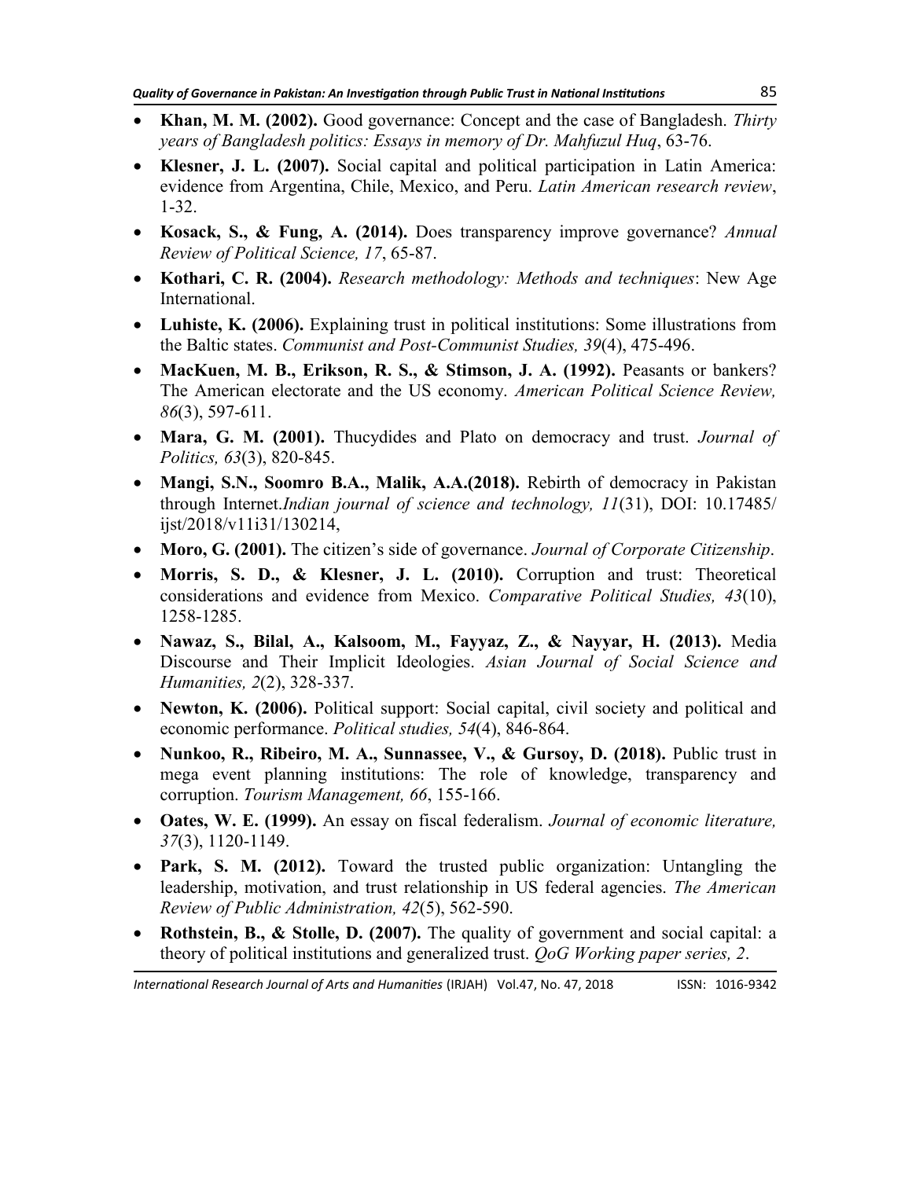- **Khan, M. M. (2002).** Good governance: Concept and the case of Bangladesh. *Thirty years of Bangladesh politics: Essays in memory of Dr. Mahfuzul Huq*, 63-76.
- **Klesner, J. L. (2007).** Social capital and political participation in Latin America: evidence from Argentina, Chile, Mexico, and Peru. *Latin American research review*, 1-32.
- **Kosack, S., & Fung, A. (2014).** Does transparency improve governance? *Annual Review of Political Science, 17*, 65-87.
- **Kothari, C. R. (2004).** *Research methodology: Methods and techniques*: New Age International.
- **Luhiste, K. (2006).** Explaining trust in political institutions: Some illustrations from the Baltic states. *Communist and Post-Communist Studies, 39*(4), 475-496.
- **MacKuen, M. B., Erikson, R. S., & Stimson, J. A. (1992).** Peasants or bankers? The American electorate and the US economy. *American Political Science Review, 86*(3), 597-611.
- **Mara, G. M. (2001).** Thucydides and Plato on democracy and trust. *Journal of Politics, 63*(3), 820-845.
- **Mangi, S.N., Soomro B.A., Malik, A.A.(2018).** Rebirth of democracy in Pakistan through Internet.*Indian journal of science and technology, 11*(31), DOI: 10.17485/ijst/2018/v11i31/130214,
- **Moro, G. (2001).** The citizen's side of governance. *Journal of Corporate Citizenship*.
- **Morris, S. D., & Klesner, J. L. (2010).** Corruption and trust: Theoretical considerations and evidence from Mexico. *Comparative Political Studies, 43*(10), 1258-1285.
- **Nawaz, S., Bilal, A., Kalsoom, M., Fayyaz, Z., & Nayyar, H. (2013).** Media Discourse and Their Implicit Ideologies. *Asian Journal of Social Science and Humanities, 2*(2), 328-337.
- **Newton, K. (2006).** Political support: Social capital, civil society and political and economic performance. *Political studies, 54*(4), 846-864.
- **Nunkoo, R., Ribeiro, M. A., Sunnassee, V., & Gursoy, D. (2018).** Public trust in mega event planning institutions: The role of knowledge, transparency and corruption. *Tourism Management, 66*, 155-166.
- **Oates, W. E. (1999).** An essay on fiscal federalism. *Journal of economic literature, 37*(3), 1120-1149.
- **Park, S. M. (2012).** Toward the trusted public organization: Untangling the leadership, motivation, and trust relationship in US federal agencies. *The American Review of Public Administration, 42*(5), 562-590.
- **Rothstein, B., & Stolle, D. (2007).** The quality of government and social capital: a theory of political institutions and generalized trust. *QoG Working paper series, 2*.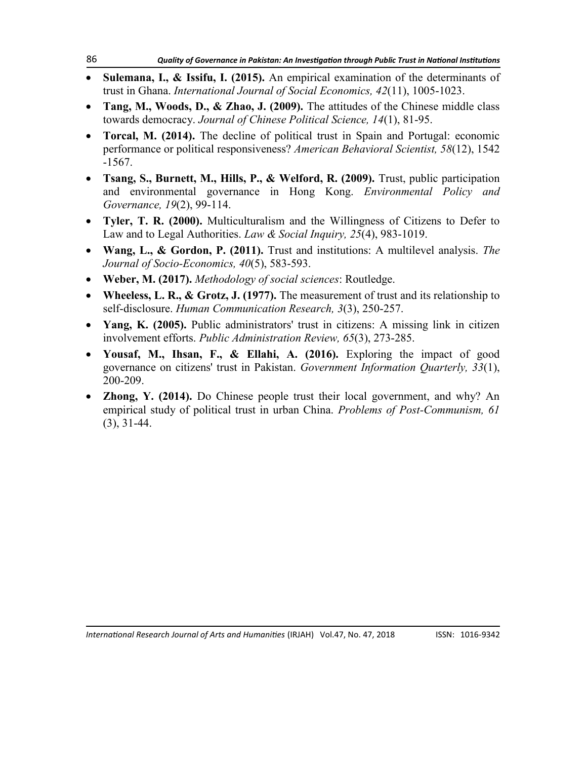- **Sulemana, I., & Issifu, I. (2015).** An empirical examination of the determinants of trust in Ghana. *International Journal of Social Economics, 42*(11), 1005-1023.
- **Tang, M., Woods, D., & Zhao, J. (2009).** The attitudes of the Chinese middle class towards democracy. *Journal of Chinese Political Science, 14*(1), 81-95.
- **Torcal, M. (2014).** The decline of political trust in Spain and Portugal: economic performance or political responsiveness? *American Behavioral Scientist, 58*(12), 1542 -1567.
- **Tsang, S., Burnett, M., Hills, P., & Welford, R. (2009).** Trust, public participation and environmental governance in Hong Kong. *Environmental Policy and Governance, 19*(2), 99-114.
- **Tyler, T. R. (2000).** Multiculturalism and the Willingness of Citizens to Defer to Law and to Legal Authorities. *Law & Social Inquiry, 25*(4), 983-1019.
- **Wang, L., & Gordon, P. (2011).** Trust and institutions: A multilevel analysis. *The Journal of Socio-Economics, 40*(5), 583-593.
- **Weber, M. (2017).** *Methodology of social sciences*: Routledge.
- **Wheeless, L. R., & Grotz, J. (1977).** The measurement of trust and its relationship to self-disclosure. *Human Communication Research, 3*(3), 250-257.
- **Yang, K. (2005).** Public administrators' trust in citizens: A missing link in citizen involvement efforts. *Public Administration Review, 65*(3), 273-285.
- **Yousaf, M., Ihsan, F., & Ellahi, A. (2016).** Exploring the impact of good governance on citizens' trust in Pakistan. *Government Information Quarterly, 33*(1), 200-209.
- **Zhong, Y. (2014).** Do Chinese people trust their local government, and why? An empirical study of political trust in urban China. *Problems of Post-Communism, 61* (3), 31-44.